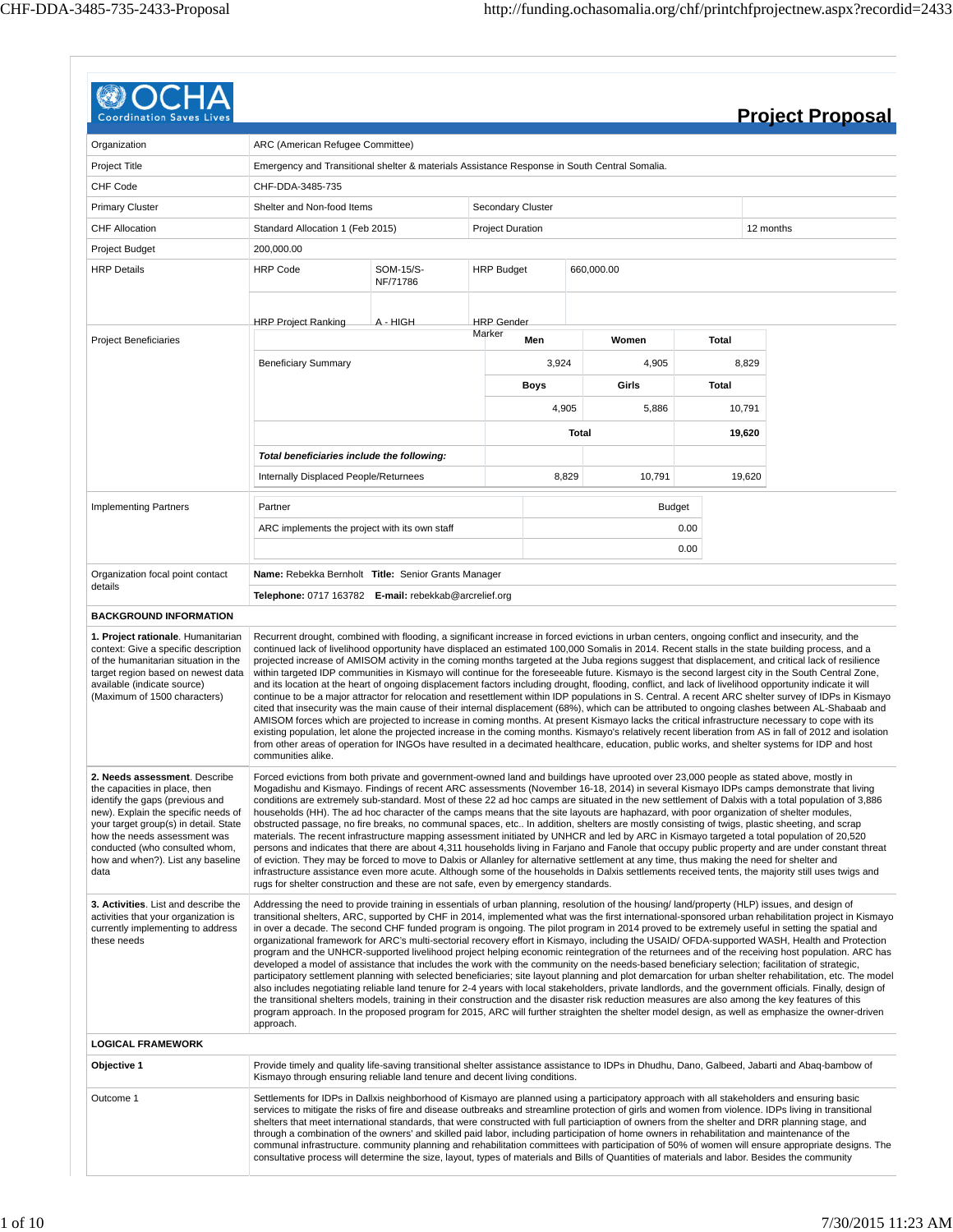# Project Proposal

| | |
|---|---|
| Organization | ARC (American Refugee Committee) |
| Project Title | Emergency and Transitional shelter & materials Assistance Response in South Central Somalia. |
| CHF Code | CHF-DDA-3485-735 |
| Primary Cluster | Shelter and Non-food Items |
| Secondary Cluster | |
| CHF Allocation | Standard Allocation 1 (Feb 2015) |
| Project Duration | 12 months |
| Project Budget | 200,000.00 |

**HRP Details**

| | | | |
|---|---|---|---|
| HRP Code | SOM-15/S-NF/71786 | HRP Budget | 660,000.00 |
| HRP Project Ranking | A - HIGH | HRP Gender Marker | |

**Project Beneficiaries**

| | Men | Women | Total |
|---|---|---|---|
| Beneficiary Summary | 3,924 | 4,905 | 8,829 |
| | **Boys** | **Girls** | **Total** |
| | 4,905 | 5,886 | 10,791 |
| | | **Total** | **19,620** |
| ***Total beneficiaries include the following:*** | | | |
| Internally Displaced People/Returnees | 8,829 | 10,791 | 19,620 |

**Implementing Partners**

| Partner | Budget |
|---|---|
| ARC implements the project with its own staff | 0.00 |
| | 0.00 |

**Organization focal point contact details**

**Name:** Rebekka Bernholt **Title:** Senior Grants Manager

**Telephone:** 0717 163782 **E-mail:** rebekkab@arcrelief.org

## BACKGROUND INFORMATION

**1. Project rationale**. Humanitarian context: Give a specific description of the humanitarian situation in the target region based on newest data available (indicate source) (Maximum of 1500 characters)

Recurrent drought, combined with flooding, a significant increase in forced evictions in urban centers, ongoing conflict and insecurity, and the continued lack of livelihood opportunity have displaced an estimated 100,000 Somalis in 2014. Recent stalls in the state building process, and a projected increase of AMISOM activity in the coming months targeted at the Juba regions suggest that displacement, and critical lack of resilience within targeted IDP communities in Kismayo will continue for the foreseeable future. Kismayo is the second largest city in the South Central Zone, and its location at the heart of ongoing displacement factors including drought, flooding, conflict, and lack of livelihood opportunity indicate it will continue to be a major attractor for relocation and resettlement within IDP populations in S. Central. A recent ARC shelter survey of IDPs in Kismayo cited that insecurity was the main cause of their internal displacement (68%), which can be attributed to ongoing clashes between AL-Shabaab and AMISOM forces which are projected to increase in coming months. At present Kismayo lacks the critical infrastructure necessary to cope with its existing population, let alone the projected increase in the coming months. Kismayo's relatively recent liberation from AS in fall of 2012 and isolation from other areas of operation for INGOs have resulted in a decimated healthcare, education, public works, and shelter systems for IDP and host communities alike.

**2. Needs assessment**. Describe the capacities in place, then identify the gaps (previous and new). Explain the specific needs of your target group(s) in detail. State how the needs assessment was conducted (who consulted whom, how and when?). List any baseline data

Forced evictions from both private and government-owned land and buildings have uprooted over 23,000 people as stated above, mostly in Mogadishu and Kismayo. Findings of recent ARC assessments (November 16-18, 2014) in several Kismayo IDPs camps demonstrate that living conditions are extremely sub-standard. Most of these 22 ad hoc camps are situated in the new settlement of Dalxis with a total population of 3,886 households (HH). The ad hoc character of the camps means that the site layouts are haphazard, with poor organization of shelter modules, obstructed passage, no fire breaks, no communal spaces, etc.. In addition, shelters are mostly consisting of twigs, plastic sheeting, and scrap materials. The recent infrastructure mapping assessment initiated by UNHCR and led by ARC in Kismayo targeted a total population of 20,520 persons and indicates that there are about 4,311 households living in Farjano and Fanole that occupy public property and are under constant threat of eviction. They may be forced to move to Dalxis or Allanley for alternative settlement at any time, thus making the need for shelter and infrastructure assistance even more acute. Although some of the households in Dalxis settlements received tents, the majority still uses twigs and rugs for shelter construction and these are not safe, even by emergency standards.

**3. Activities**. List and describe the activities that your organization is currently implementing to address these needs

Addressing the need to provide training in essentials of urban planning, resolution of the housing/ land/property (HLP) issues, and design of transitional shelters, ARC, supported by CHF in 2014, implemented what was the first international-sponsored urban rehabilitation project in Kismayo in over a decade. The second CHF funded program is ongoing. The pilot program in 2014 proved to be extremely useful in setting the spatial and organizational framework for ARC's multi-sectorial recovery effort in Kismayo, including the USAID/ OFDA-supported WASH, Health and Protection program and the UNHCR-supported livelihood project helping economic reintegration of the returnees and of the receiving host population. ARC has developed a model of assistance that includes the work with the community on the needs-based beneficiary selection; facilitation of strategic, participatory settlement planning with selected beneficiaries; site layout planning and plot demarcation for urban shelter rehabilitation, etc. The model also includes negotiating reliable land tenure for 2-4 years with local stakeholders, private landlords, and the government officials. Finally, design of the transitional shelters models, training in their construction and the disaster risk reduction measures are also among the key features of this program approach. In the proposed program for 2015, ARC will further straighten the shelter model design, as well as emphasize the owner-driven approach.

## LOGICAL FRAMEWORK

**Objective 1**

Provide timely and quality life-saving transitional shelter assistance assistance to IDPs in Dhudhu, Dano, Galbeed, Jabarti and Abaq-bambow of Kismayo through ensuring reliable land tenure and decent living conditions.

**Outcome 1**

Settlements for IDPs in Dallxis neighborhood of Kismayo are planned using a participatory approach with all stakeholders and ensuring basic services to mitigate the risks of fire and disease outbreaks and streamline protection of girls and women from violence. IDPs living in transitional shelters that meet international standards, that were constructed with full particiaption of owners from the shelter and DRR planning stage, and through a combination of the owners' and skilled paid labor, including participation of home owners in rehabilitation and maintenance of the communal infrastructure. community planning and rehabilitation committees with participation of 50% of women will ensure appropriate designs. The consultative process will determine the size, layout, types of materials and Bills of Quantities of materials and labor. Besides the community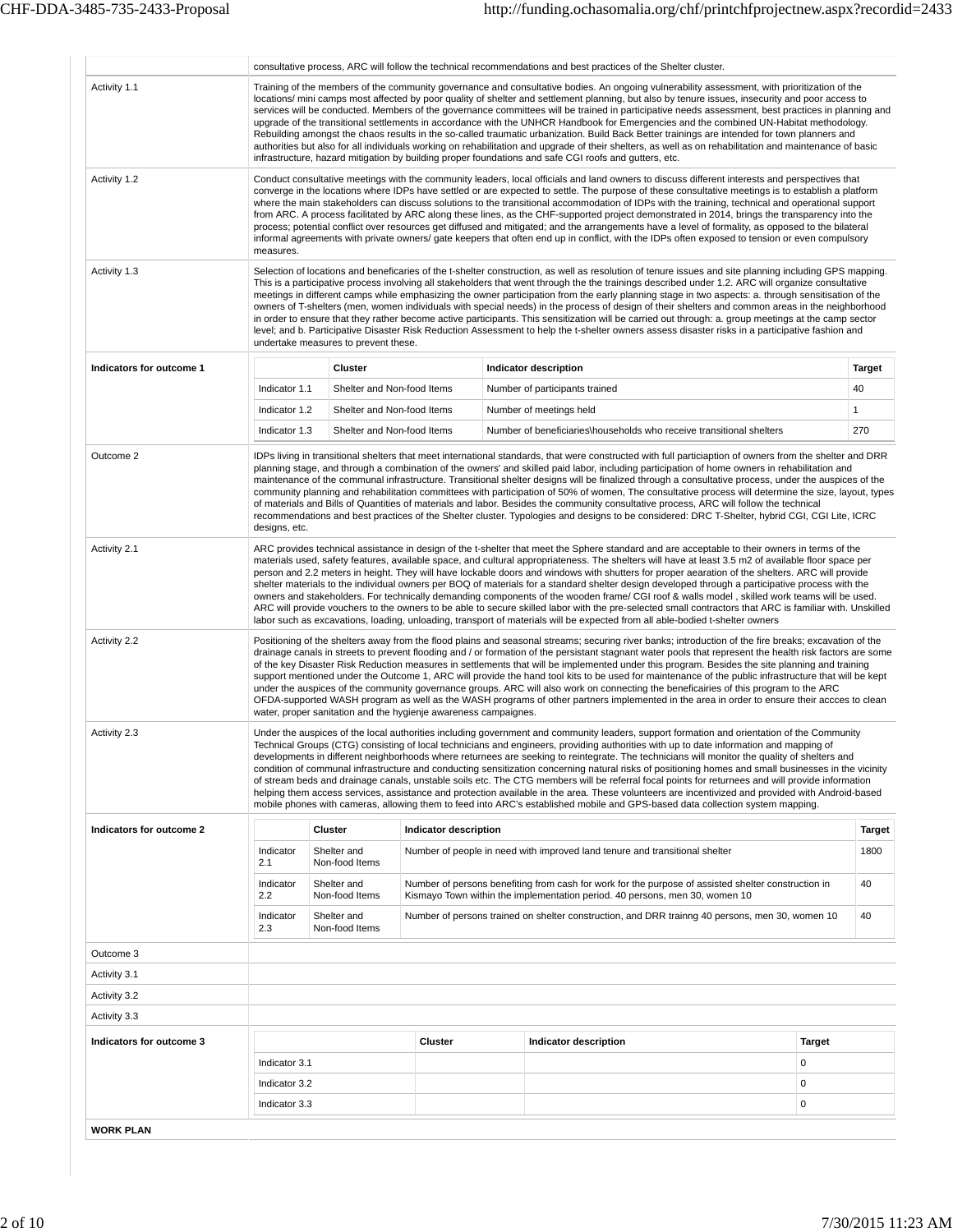| | |
|---|---|
| | consultative process, ARC will follow the technical recommendations and best practices of the Shelter cluster. |
| Activity 1.1 | Training of the members of the community governance and consultative bodies. An ongoing vulnerability assessment, with prioritization of the locations/ mini camps most affected by poor quality of shelter and settlement planning, but also by tenure issues, insecurity and poor access to services will be conducted. Members of the governance committees will be trained in participative needs assessment, best practices in planning and upgrade of the transitional settlements in accordance with the UNHCR Handbook for Emergencies and the combined UN-Habitat methodology. Rebuilding amongst the chaos results in the so-called traumatic urbanization. Build Back Better trainings are intended for town planners and authorities but also for all individuals working on rehabilitation and upgrade of their shelters, as well as on rehabilitation and maintenance of basic infrastructure, hazard mitigation by building proper foundations and safe CGI roofs and gutters, etc. |
| Activity 1.2 | Conduct consultative meetings with the community leaders, local officials and land owners to discuss different interests and perspectives that converge in the locations where IDPs have settled or are expected to settle. The purpose of these consultative meetings is to establish a platform where the main stakeholders can discuss solutions to the transitional accommodation of IDPs with the training, technical and operational support from ARC. A process facilitated by ARC along these lines, as the CHF-supported project demonstrated in 2014, brings the transparency into the process; potential conflict over resources get diffused and mitigated; and the arrangements have a level of formality, as opposed to the bilateral informal agreements with private owners/ gate keepers that often end up in conflict, with the IDPs often exposed to tension or even compulsory measures. |
| Activity 1.3 | Selection of locations and beneficaries of the t-shelter construction, as well as resolution of tenure issues and site planning including GPS mapping. This is a participative process involving all stakeholders that went through the the trainings described under 1.2. ARC will organize consultative meetings in different camps while emphasizing the owner participation from the early planning stage in two aspects: a. through sensitisation of the owners of T-shelters (men, women individuals with special needs) in the process of design of their shelters and common areas in the neighborhood in order to ensure that they rather become active participants. This sensitization will be carried out through: a. group meetings at the camp sector level; and b. Participative Disaster Risk Reduction Assessment to help the t-shelter owners assess disaster risks in a participative fashion and undertake measures to prevent these. |

**Indicators for outcome 1**

| | Cluster | Indicator description | Target |
|---|---|---|---|
| Indicator 1.1 | Shelter and Non-food Items | Number of participants trained | 40 |
| Indicator 1.2 | Shelter and Non-food Items | Number of meetings held | 1 |
| Indicator 1.3 | Shelter and Non-food Items | Number of beneficiaries\households who receive transitional shelters | 270 |

| | |
|---|---|
| Outcome 2 | IDPs living in transitional shelters that meet international standards, that were constructed with full particiaption of owners from the shelter and DRR planning stage, and through a combination of the owners' and skilled paid labor, including participation of home owners in rehabilitation and maintenance of the communal infrastructure. Transitional shelter designs will be finalized through a consultative process, under the auspices of the community planning and rehabilitation committees with participation of 50% of women, The consultative process will determine the size, layout, types of materials and Bills of Quantities of materials and labor. Besides the community consultative process, ARC will follow the technical recommendations and best practices of the Shelter cluster. Typologies and designs to be considered: DRC T-Shelter, hybrid CGI, CGI Lite, ICRC designs, etc. |
| Activity 2.1 | ARC provides technical assistance in design of the t-shelter that meet the Sphere standard and are acceptable to their owners in terms of the materials used, safety features, available space, and cultural appropriateness. The shelters will have at least 3.5 m2 of available floor space per person and 2.2 meters in height. They will have lockable doors and windows with shutters for proper aearation of the shelters. ARC will provide shelter materials to the individual owners per BOQ of materials for a standard shelter design developed through a participative process with the owners and stakeholders. For technically demanding components of the wooden frame/ CGI roof & walls model , skilled work teams will be used. ARC will provide vouchers to the owners to be able to secure skilled labor with the pre-selected small contractors that ARC is familiar with. Unskilled labor such as excavations, loading, unloading, transport of materials will be expected from all able-bodied t-shelter owners |
| Activity 2.2 | Positioning of the shelters away from the flood plains and seasonal streams; securing river banks; introduction of the fire breaks; excavation of the drainage canals in streets to prevent flooding and / or formation of the persistant stagnant water pools that represent the health risk factors are some of the key Disaster Risk Reduction measures in settlements that will be implemented under this program. Besides the site planning and training support mentioned under the Outcome 1, ARC will provide the hand tool kits to be used for maintenance of the public infrastructure that will be kept under the auspices of the community governance groups. ARC will also work on connecting the beneficaiiries of this program to the ARC OFDA-supported WASH program as well as the WASH programs of other partners implemented in the area in order to ensure their accces to clean water, proper sanitation and the hygienje awareness campaignes. |
| Activity 2.3 | Under the auspices of the local authorities including government and community leaders, support formation and orientation of the Community Technical Groups (CTG) consisting of local technicians and engineers, providing authorities with up to date information and mapping of developments in different neighborhoods where returnees are seeking to reintegrate. The technicians will monitor the quality of shelters and condition of communal infrastructure and conducting sensitization concerning natural risks of positioning homes and small businesses in the vicinity of stream beds and drainage canals, unstable soils etc. The CTG members will be referral focal points for returnees and will provide information helping them access services, assistance and protection available in the area. These volunteers are incentivized and provided with Android-based mobile phones with cameras, allowing them to feed into ARC's established mobile and GPS-based data collection system mapping. |

**Indicators for outcome 2**

| | Cluster | Indicator description | Target |
|---|---|---|---|
| Indicator 2.1 | Shelter and Non-food Items | Number of people in need with improved land tenure and transitional shelter | 1800 |
| Indicator 2.2 | Shelter and Non-food Items | Number of persons benefiting from cash for work for the purpose of assisted shelter construction in Kismayo Town within the implementation period. 40 persons, men 30, women 10 | 40 |
| Indicator 2.3 | Shelter and Non-food Items | Number of persons trained on shelter construction, and DRR trainng 40 persons, men 30, women 10 | 40 |

| | |
|---|---|
| Outcome 3 | |
| Activity 3.1 | |
| Activity 3.2 | |
| Activity 3.3 | |

**Indicators for outcome 3**

| | Cluster | Indicator description | Target |
|---|---|---|---|
| Indicator 3.1 | | | 0 |
| Indicator 3.2 | | | 0 |
| Indicator 3.3 | | | 0 |

**WORK PLAN**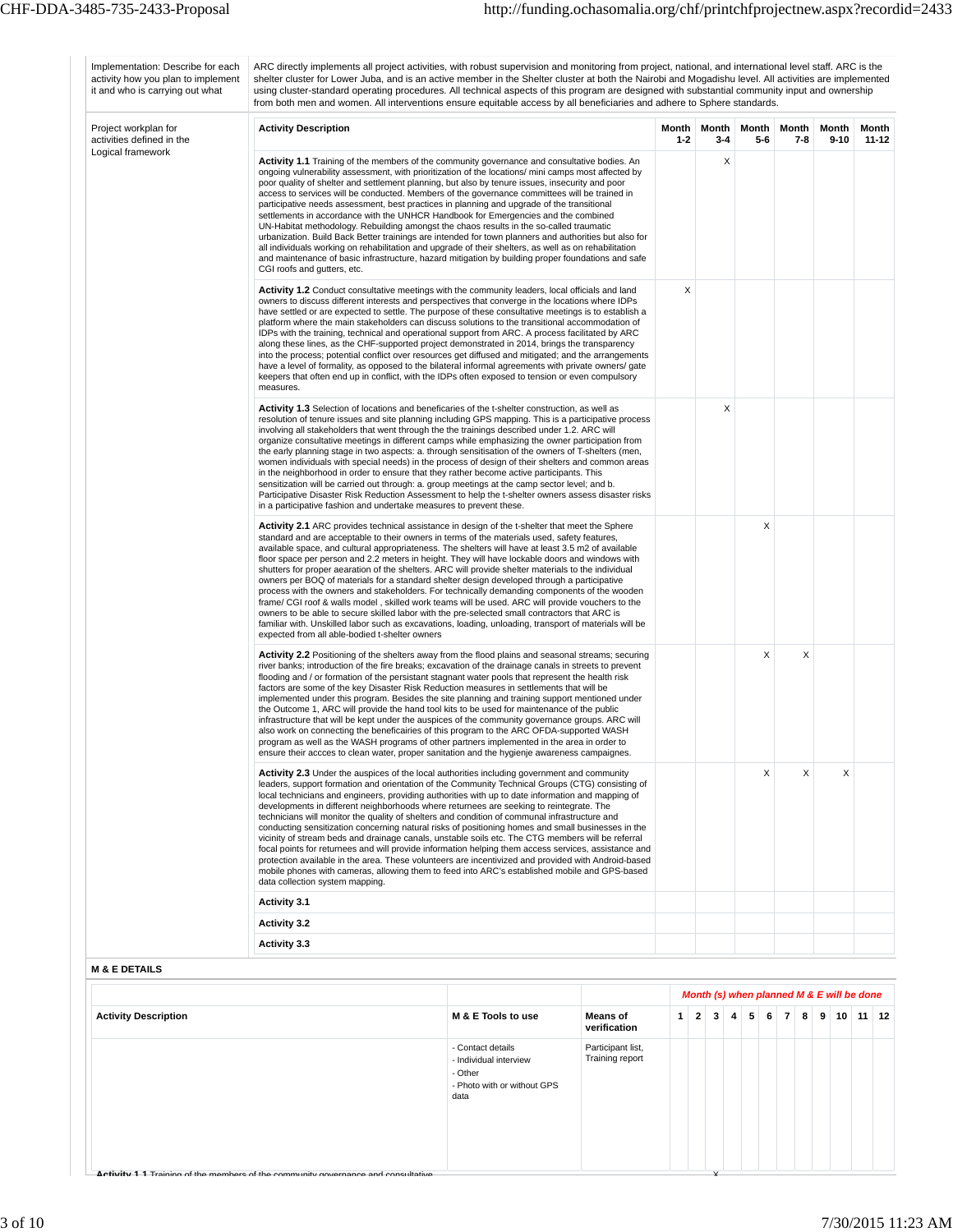| | |
|---|---|
| Implementation: Describe for each activity how you plan to implement it and who is carrying out what | ARC directly implements all project activities, with robust supervision and monitoring from project, national, and international level staff. ARC is the shelter cluster for Lower Juba, and is an active member in the Shelter cluster at both the Nairobi and Mogadishu level. All activities are implemented using cluster-standard operating procedures. All technical aspects of this program are designed with substantial community input and ownership from both men and women. All interventions ensure equitable access by all beneficiaries and adhere to Sphere standards. |

**Project workplan for activities defined in the Logical framework**

| Activity Description | Month 1-2 | Month 3-4 | Month 5-6 | Month 7-8 | Month 9-10 | Month 11-12 |
|---|---|---|---|---|---|---|
| **Activity 1.1** Training of the members of the community governance and consultative bodies. An ongoing vulnerability assessment, with prioritization of the locations/ mini camps most affected by poor quality of shelter and settlement planning, but also by tenure issues, insecurity and poor access to services will be conducted. Members of the governance committees will be trained in participative needs assessment, best practices in planning and upgrade of the transitional settlements in accordance with the UNHCR Handbook for Emergencies and the combined UN-Habitat methodology. Rebuilding amongst the chaos results in the so-called traumatic urbanization. Build Back Better trainings are intended for town planners and authorities but also for all individuals working on rehabilitation and upgrade of their shelters, as well as on rehabilitation and maintenance of basic infrastructure, hazard mitigation by building proper foundations and safe CGI roofs and gutters, etc. | | X | | | | |
| **Activity 1.2** Conduct consultative meetings with the community leaders, local officials and land owners to discuss different interests and perspectives that converge in the locations where IDPs have settled or are expected to settle. The purpose of these consultative meetings is to establish a platform where the main stakeholders can discuss solutions to the transitional accommodation of IDPs with the training, technical and operational support from ARC. A process facilitated by ARC along these lines, as the CHF-supported project demonstrated in 2014, brings the transparency into the process; potential conflict over resources get diffused and mitigated; and the arrangements have a level of formality, as opposed to the bilateral informal agreements with private owners/ gate keepers that often end up in conflict, with the IDPs often exposed to tension or even compulsory measures. | X | | | | | |
| **Activity 1.3** Selection of locations and beneficaries of the t-shelter construction, as well as resolution of tenure issues and site planning including GPS mapping. This is a participative process involving all stakeholders that went through the trainings described under 1.2. ARC will organize consultative meetings in different camps while emphasizing the owner participation from the early planning stage in two aspects: a. through sensitisation of the owners of T-shelters (men, women individuals with special needs) in the process of design of their shelters and common areas in the neighborhood in order to ensure that they rather become active participants. This sensitization will be carried out through: a. group meetings at the camp sector level; and b. Participative Disaster Risk Reduction Assessment to help the t-shelter owners assess disaster risks in a participative fashion and undertake measures to prevent these. | | X | | | | |
| **Activity 2.1** ARC provides technical assistance in design of the t-shelter that meet the Sphere standard and are acceptable to their owners in terms of the materials used, safety features, available space, and cultural appropriateness. The shelters will have at least 3.5 m2 of available floor space per person and 2.2 meters in height. They will have lockable doors and windows with shutters for proper aearation of the shelters. ARC will provide shelter materials to the individual owners per BOQ of materials for a standard shelter design developed through a participative process with the owners and stakeholders. For technically demanding components of the wooden frame/ CGI roof & walls model , skilled work teams will be used. ARC will provide vouchers to the owners to be able to secure skilled labor with the pre-selected small contractors that ARC is familiar with. Unskilled labor such as excavations, loading, unloading, transport of materials will be expected from all able-bodied t-shelter owners | | | X | | | |
| **Activity 2.2** Positioning of the shelters away from the flood plains and seasonal streams; securing river banks; introduction of the fire breaks; excavation of the drainage canals in streets to prevent flooding and / or formation of the persistant stagnant water pools that represent the health risk factors are some of the key Disaster Risk Reduction measures in settlements that will be implemented under this program. Besides the site planning and training support mentioned under the Outcome 1, ARC will provide the hand tool kits to be used for maintenance of the public infrastructure that will be kept under the auspices of the community governance groups. ARC will also work on connecting the beneficairies of this program to the ARC OFDA-supported WASH program as well as the WASH programs of other partners implemented in the area in order to ensure their accces to clean water, proper sanitation and the hygienje awareness campaigens. | | | X | X | | |
| **Activity 2.3** Under the auspices of the local authorities including government and community leaders, support formation and orientation of the Community Technical Groups (CTG) consisting of local technicians and engineers, providing authorities with up to date information and mapping of developments in different neighborhoods where returnees are seeking to reintegrate. The technicians will monitor the quality of shelters and condition of communal infrastructure and conducting sensitization concerning natural risks of positioning homes and small businesses in the vicinity of stream beds and drainage canals, unstable soils etc. The CTG members will be referral focal points for returnees and will provide information helping them access services, assistance and protection available in the area. These volunteers are incentivized and provided with Android-based mobile phones with cameras, allowing them to feed into ARC's established mobile and GPS-based data collection system mapping. | | | X | X | X | |
| **Activity 3.1** | | | | | | |
| **Activity 3.2** | | | | | | |
| **Activity 3.3** | | | | | | |

**M & E DETAILS**

| Activity Description | M & E Tools to use | Means of verification | 1 | 2 | 3 | 4 | 5 | 6 | 7 | 8 | 9 | 10 | 11 | 12 |
|---|---|---|---|---|---|---|---|---|---|---|---|---|---|---|
| | | | *Month (s) when planned M & E will be done* | | | | | | | | | | | |
| **Activity 1.1** Training of the members of the community governance and consultative | - Contact details<br>- Individual interview<br>- Other<br>- Photo with or without GPS data | Participant list, Training report | | | X | | | | | | | | | |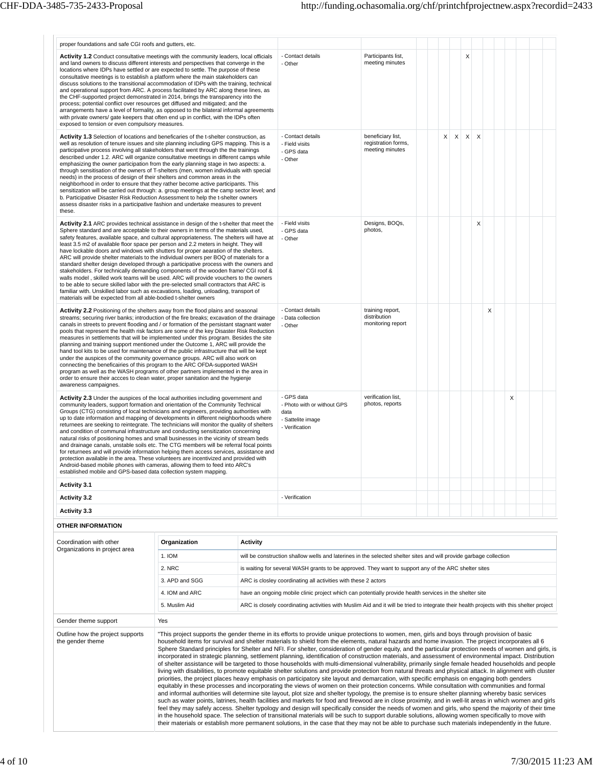| proper foundations and safe CGI roofs and gutters, etc. | | | | | | | | | | | | | | |
|---|---|---|---|---|---|---|---|---|---|---|---|---|---|---|
| **Activity 1.2** Conduct consultative meetings with the community leaders, local officials and land owners to discuss different interests and perspectives that converge in the locations where IDPs have settled or are expected to settle. The purpose of these consultative meetings is to establish a platform where the main stakeholders can discuss solutions to the transitional accommodation of IDPs with the training, technical and operational support from ARC. A process facilitated by ARC along these lines, as the CHF-supported project demonstrated in 2014, brings the transparency into the process; potential conflict over resources get diffused and mitigated; and the arrangements have a level of formality, as opposed to the bilateral informal agreements with private owners/ gate keepers that often end up in conflict, with the IDPs often exposed to tension or even compulsory measures. | - Contact details<br>- Other | Participants list, meeting minutes | | | | | X | | | | | | | |
| **Activity 1.3** Selection of locations and beneficaries of the t-shelter construction, as well as resolution of tenure issues and site planning including GPS mapping. This is a participative process involving all stakeholders that went through the the trainings described under 1.2. ARC will organize consultative meetings in different camps while emphasizing the owner participation from the early planning stage in two aspects: a. through sensitisation of the owners of T-shelters (men, women individuals with special needs) in the process of design of their shelters and common areas in the neighborhood in order to ensure that they rather become active participants. This sensitization will be carried out through: a. group meetings at the camp sector level; and b. Participative Disaster Risk Reduction Assessment to help the t-shelter owners assess disaster risks in a participative fashion and undertake measures to prevent these. | - Contact details<br>- Field visits<br>- GPS data<br>- Other | beneficiary list, registration forms, meeting minutes | | | X | X | X | X | | | | | | |
| **Activity 2.1** ARC provides technical assistance in design of the t-shelter that meet the Sphere standard and are acceptable to their owners in terms of the materials used, safety features, available space, and cultural appropriateness. The shelters will have at least 3.5 m2 of available floor space per person and 2.2 meters in height. They will have lockable doors and windows with shutters for proper aearation of the shelters. ARC will provide shelter materials to the individual owners per BOQ of materials for a standard shelter design developed through a participative process with the owners and stakeholders. For technically demanding components of the wooden frame/ CGI roof & walls model , skilled work teams will be used. ARC will provide vouchers to the owners to be able to secure skilled labor with the pre-selected small contractors that ARC is familiar with. Unskilled labor such as excavations, loading, unloading, transport of materials will be expected from all able-bodied t-shelter owners | - Field visits<br>- GPS data<br>- Other | Designs, BOQs, photos, | | | | | | X | | | | | | |
| **Activity 2.2** Positioning of the shelters away from the flood plains and seasonal streams; securing river banks; introduction of the fire breaks; excavation of the drainage canals in streets to prevent flooding and / or formation of the persistant stagnant water pools that represent the health risk factors are some of the key Disaster Risk Reduction measures in settlements that will be implemented under this program. Besides the site planning and training support mentioned under the Outcome 1, ARC will provide the hand tool kits to be used for maintenance of the public infrastructure that will be kept under the auspices of the community governance groups. ARC will also work on connecting the beneficairies of this program to the ARC OFDA-supported WASH program as well as the WASH programs of other partners implemented in the area in order to ensure their accces to clean water, proper sanitation and the hygienje awareness campaignes. | - Contact details<br>- Data collection<br>- Other | training report, distribution monitoring report | | | | | | | X | | | | | |
| **Activity 2.3** Under the auspices of the local authorities including government and community leaders, support formation and orientation of the Community Technical Groups (CTG) consisting of local technicians and engineers, providing authorities with up to date information and mapping of developments in different neighborhoods where returnees are seeking to reintegrate. The technicians will monitor the quality of shelters and condition of communal infrastructure and conducting sensitization concerning natural risks of positioning homes and small businesses in the vicinity of stream beds and drainage canals, unstable soils etc. The CTG members will be referral focal points for returnees and will provide information helping them access services, assistance and protection available in the area. These volunteers are incentivized and provided with Android-based mobile phones with cameras, allowing them to feed into ARC's established mobile and GPS-based data collection system mapping. | - GPS data<br>- Photo with or without GPS data<br>- Sattelite image<br>- Verification | verification list, photos, reports | | | | | | | | | X | | | |
| **Activity 3.1** | | | | | | | | | | | | | | |
| **Activity 3.2** | - Verification | | | | | | | | | | | | | |
| **Activity 3.3** | | | | | | | | | | | | | | |

**OTHER INFORMATION**

**Coordination with other Organizations in project area**

| Organization | Activity |
|---|---|
| 1. IOM | will be construction shallow wells and laterines in the selected shelter sites and will provide garbage collection |
| 2. NRC | is waiting for several WASH grants to be approved. They want to support any of the ARC shelter sites |
| 3. APD and SGG | ARC is closley coordinating all activities with these 2 actors |
| 4. IOM and ARC | have an ongoing mobile clinic project which can potentially provide health services in the shelter site |
| 5. Muslim Aid | ARC is closely coordinating activities with Muslim Aid and it will be tried to integrate their health projects with this shelter project |

| | |
|---|---|
| Gender theme support | Yes |
| Outline how the project supports the gender theme | "This project supports the gender theme in its efforts to provide unique protections to women, men, girls and boys through provision of basic household items for survival and shelter materials to shield from the elements, natural hazards and home invasion. The project incorporates all 6 Sphere Standard principles for Shelter and NFI. For shelter, consideration of gender equity, and the particular protection needs of women and girls, is incorporated in strategic planning, settlement planning, identification of construction materials, and assessment of environmental impact. Distribution of shelter assistance will be targeted to those households with multi-dimensional vulnerability, primarily single female headed households and people living with disabilities, to promote equitable shelter solutions and provide protection from natural threats and physical attack. In alignment with cluster priorities, the project places heavy emphasis on participatory site layout and demarcation, with specific emphasis on engaging both genders equitably in these processes and incorporating the views of women on their protection concerns. While consultation with communities and formal and informal authorities will determine site layout, plot size and shelter typology, the premise is to ensure shelter planning whereby basic services such as water points, latrines, health facilities and markets for food and firewood are in close proximity, and in well-lit areas in which women and girls feel they may safely access. Shelter typology and design will specifically consider the needs of women and girls, who spend the majority of their time in the household space. The selection of transitional materials will be such to support durable solutions, allowing women specifically to move with their materials or establish more permanent solutions, in the case that they may not be able to purchase such materials independently in the future. |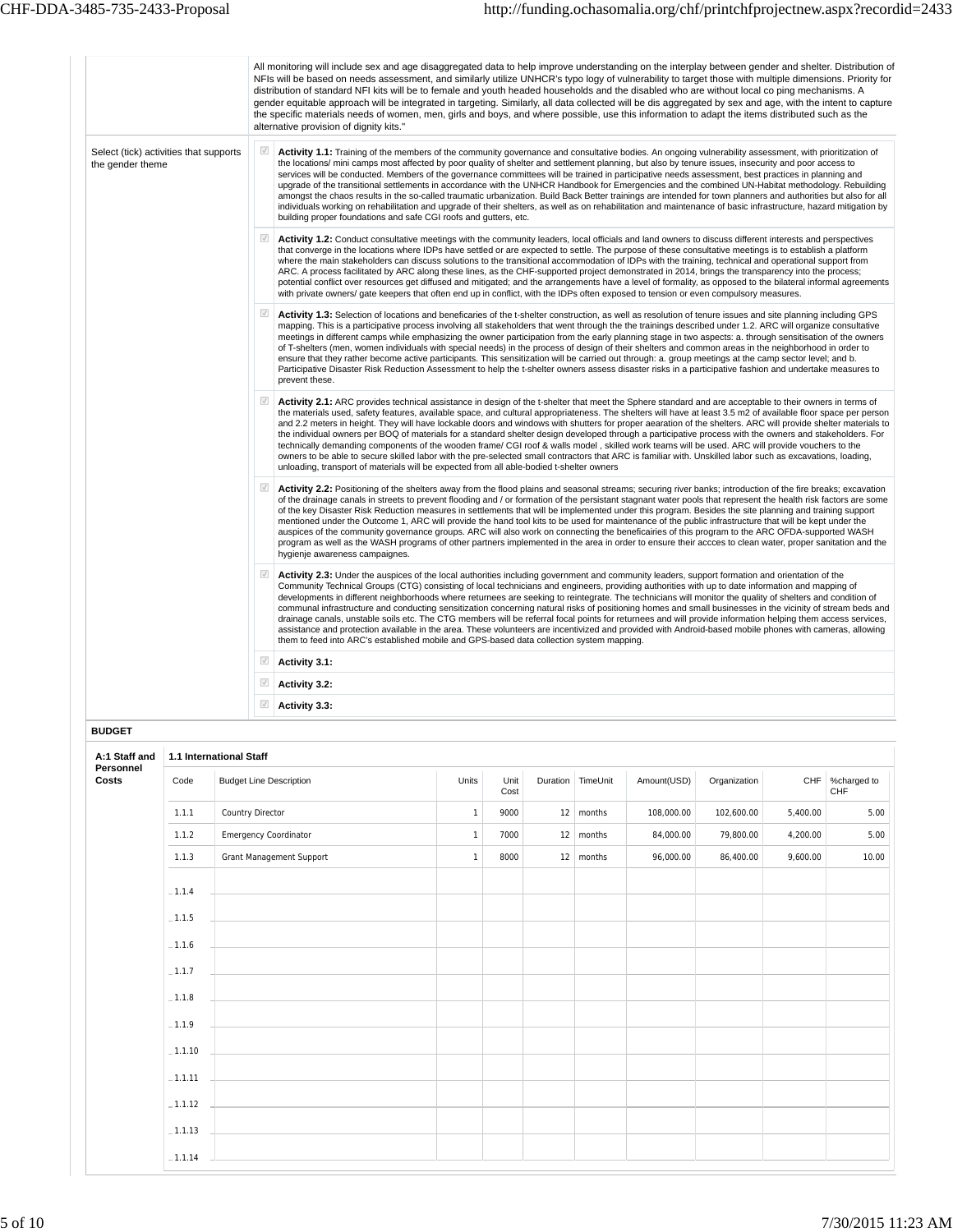| | |
|---|---|
| | All monitoring will include sex and age disaggregated data to help improve understanding on the interplay between gender and shelter. Distribution of NFIs will be based on needs assessment, and similarly utilize UNHCR's typo logy of vulnerability to target those with multiple dimensions. Priority for distribution of standard NFI kits will be to female and youth headed households and the disabled who are without local co ping mechanisms. A gender equitable approach will be integrated in targeting. Similarly, all data collected will be dis aggregated by sex and age, with the intent to capture the specific materials needs of women, men, girls and boys, and where possible, use this information to adapt the items distributed such as the alternative provision of dignity kits." |
| Select (tick) activities that supports the gender theme | ☑ **Activity 1.1:** Training of the members of the community governance and consultative bodies. An ongoing vulnerability assessment, with prioritization of the locations/ mini camps most affected by poor quality of shelter and settlement planning, but also by tenure issues, insecurity and poor access to services will be conducted. Members of the governance committees will be trained in participative needs assessment, best practices in planning and upgrade of the transitional settlements in accordance with the UNHCR Handbook for Emergencies and the combined UN-Habitat methodology. Rebuilding amongst the chaos results in the so-called traumatic urbanization. Build Back Better trainings are intended for town planners and authorities but also for all individuals working on rehabilitation and upgrade of their shelters, as well as on rehabilitation and maintenance of basic infrastructure, hazard mitigation by building proper foundations and safe CGI roofs and gutters, etc. |
| | ☑ **Activity 1.2:** Conduct consultative meetings with the community leaders, local officials and land owners to discuss different interests and perspectives that converge in the locations where IDPs have settled or are expected to settle. The purpose of these consultative meetings is to establish a platform where the main stakeholders can discuss solutions to the transitional accommodation of IDPs with the training, technical and operational support from ARC. A process facilitated by ARC along these lines, as the CHF-supported project demonstrated in 2014, brings the transparency into the process; potential conflict over resources get diffused and mitigated; and the arrangements have a level of formality, as opposed to the bilateral informal agreements with private owners/ gate keepers that often end up in conflict, with the IDPs often exposed to tension or even compulsory measures. |
| | ☑ **Activity 1.3:** Selection of locations and beneficaries of the t-shelter construction, as well as resolution of tenure issues and site planning including GPS mapping. This is a participative process involving all stakeholders that went through the the trainings described under 1.2. ARC will organize consultative meetings in different camps while emphasizing the owner participation from the early planning stage in two aspects: a. through sensitisation of the owners of T-shelters (men, women individuals with special needs) in the process of design of their shelters and common areas in the neighborhood in order to ensure that they rather become active participants. This sensitization will be carried out through: a. group meetings at the camp sector level; and b. Participative Disaster Risk Reduction Assessment to help the t-shelter owners assess disaster risks in a participative fashion and undertake measures to prevent these. |
| | ☑ **Activity 2.1:** ARC provides technical assistance in design of the t-shelter that meet the Sphere standard and are acceptable to their owners in terms of the materials used, safety features, available space, and cultural appropriateness. The shelters will have at least 3.5 m2 of available floor space per person and 2.2 meters in height. They will have lockable doors and windows with shutters for proper aearation of the shelters. ARC will provide shelter materials to the individual owners per BOQ of materials for a standard shelter design developed through a participative process with the owners and stakeholders. For technically demanding components of the wooden frame/ CGI roof & walls model , skilled work teams will be used. ARC will provide vouchers to the owners to be able to secure skilled labor with the pre-selected small contractors that ARC is familiar with. Unskilled labor such as excavations, loading, unloading, transport of materials will be expected from all able-bodied t-shelter owners |
| | ☑ **Activity 2.2:** Positioning of the shelters away from the flood plains and seasonal streams; securing river banks; introduction of the fire breaks; excavation of the drainage canals in streets to prevent flooding and / or formation of the persistant stagnant water pools that represent the health risk factors are some of the key Disaster Risk Reduction measures in settlements that will be implemented under this program. Besides the site planning and training support mentioned under the Outcome 1, ARC will provide the hand tool kits to be used for maintenance of the public infrastructure that will be kept under the auspices of the community governance groups. ARC will also work on connecting the beneficairies of this program to the ARC OFDA-supported WASH program as well as the WASH programs of other partners implemented in the area in order to ensure their accces to clean water, proper sanitation and the hygienje awareness campaignes. |
| | ☑ **Activity 2.3:** Under the auspices of the local authorities including government and community leaders, support formation and orientation of the Community Technical Groups (CTG) consisting of local technicians and engineers, providing authorities with up to date information and mapping of developments in different neighborhoods where returnees are seeking to reintegrate. The technicians will monitor the quality of shelters and condition of communal infrastructure and conducting sensitization concerning natural risks of positioning homes and small businesses in the vicinity of stream beds and drainage canals, unstable soils etc. The CTG members will be referral focal points for returnees and will provide information helping them access services, assistance and protection available in the area. These volunteers are incentivized and provided with Android-based mobile phones with cameras, allowing them to feed into ARC's established mobile and GPS-based data collection system mapping. |
| | ☑ **Activity 3.1:** |
| | ☑ **Activity 3.2:** |
| | ☑ **Activity 3.3:** |

**BUDGET**

**A:1 Staff and Personnel Costs**

**1.1 International Staff**

| Code | Budget Line Description | Units | Unit Cost | Duration | TimeUnit | Amount(USD) | Organization | CHF | %charged to CHF |
|---|---|---|---|---|---|---|---|---|---|
| 1.1.1 | Country Director | 1 | 9000 | 12 | months | 108,000.00 | 102,600.00 | 5,400.00 | 5.00 |
| 1.1.2 | Emergency Coordinator | 1 | 7000 | 12 | months | 84,000.00 | 79,800.00 | 4,200.00 | 5.00 |
| 1.1.3 | Grant Management Support | 1 | 8000 | 12 | months | 96,000.00 | 86,400.00 | 9,600.00 | 10.00 |
| 1.1.4 | | | | | | | | | |
| 1.1.5 | | | | | | | | | |
| 1.1.6 | | | | | | | | | |
| 1.1.7 | | | | | | | | | |
| 1.1.8 | | | | | | | | | |
| 1.1.9 | | | | | | | | | |
| 1.1.10 | | | | | | | | | |
| 1.1.11 | | | | | | | | | |
| 1.1.12 | | | | | | | | | |
| 1.1.13 | | | | | | | | | |
| 1.1.14 | | | | | | | | | |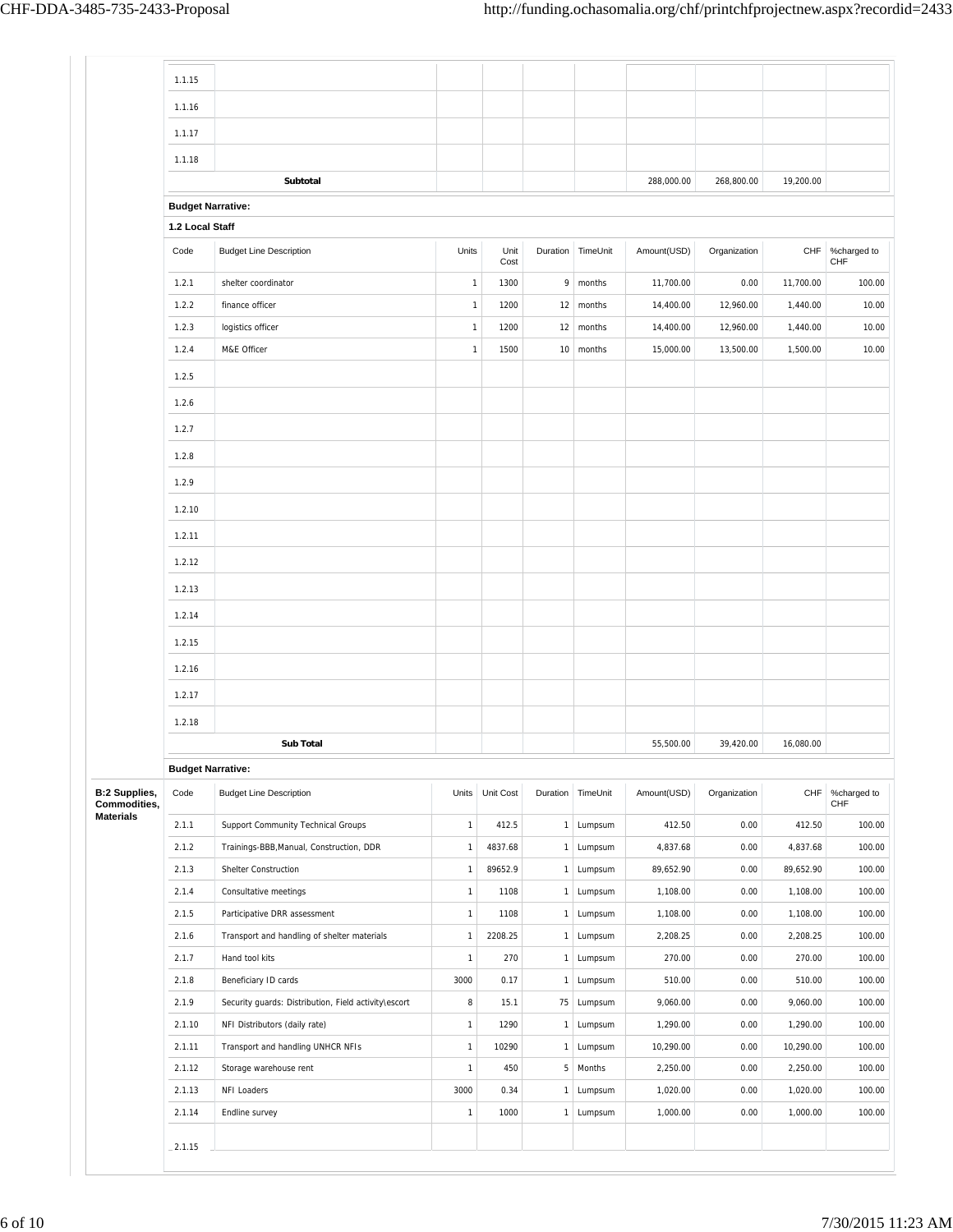| Code | Budget Line Description | Units | Unit Cost | Duration | TimeUnit | Amount(USD) | Organization | CHF | %charged to CHF |
|---|---|---|---|---|---|---|---|---|---|
| 1.1.15 | | | | | | | | | |
| 1.1.16 | | | | | | | | | |
| 1.1.17 | | | | | | | | | |
| 1.1.18 | | | | | | | | | |
| | **Subtotal** | | | | | 288,000.00 | 268,800.00 | 19,200.00 | |

**Budget Narrative:**

**1.2 Local Staff**

| Code | Budget Line Description | Units | Unit Cost | Duration | TimeUnit | Amount(USD) | Organization | CHF | %charged to CHF |
|---|---|---|---|---|---|---|---|---|---|
| 1.2.1 | shelter coordinator | 1 | 1300 | 9 | months | 11,700.00 | 0.00 | 11,700.00 | 100.00 |
| 1.2.2 | finance officer | 1 | 1200 | 12 | months | 14,400.00 | 12,960.00 | 1,440.00 | 10.00 |
| 1.2.3 | logistics officer | 1 | 1200 | 12 | months | 14,400.00 | 12,960.00 | 1,440.00 | 10.00 |
| 1.2.4 | M&E Officer | 1 | 1500 | 10 | months | 15,000.00 | 13,500.00 | 1,500.00 | 10.00 |
| 1.2.5 | | | | | | | | | |
| 1.2.6 | | | | | | | | | |
| 1.2.7 | | | | | | | | | |
| 1.2.8 | | | | | | | | | |
| 1.2.9 | | | | | | | | | |
| 1.2.10 | | | | | | | | | |
| 1.2.11 | | | | | | | | | |
| 1.2.12 | | | | | | | | | |
| 1.2.13 | | | | | | | | | |
| 1.2.14 | | | | | | | | | |
| 1.2.15 | | | | | | | | | |
| 1.2.16 | | | | | | | | | |
| 1.2.17 | | | | | | | | | |
| 1.2.18 | | | | | | | | | |
| | **Sub Total** | | | | | 55,500.00 | 39,420.00 | 16,080.00 | |

**Budget Narrative:**

**B:2 Supplies, Commodities, Materials**

| Code | Budget Line Description | Units | Unit Cost | Duration | TimeUnit | Amount(USD) | Organization | CHF | %charged to CHF |
|---|---|---|---|---|---|---|---|---|---|
| 2.1.1 | Support Community Technical Groups | 1 | 412.5 | 1 | Lumpsum | 412.50 | 0.00 | 412.50 | 100.00 |
| 2.1.2 | Trainings-BBB,Manual, Construction, DDR | 1 | 4837.68 | 1 | Lumpsum | 4,837.68 | 0.00 | 4,837.68 | 100.00 |
| 2.1.3 | Shelter Construction | 1 | 89652.9 | 1 | Lumpsum | 89,652.90 | 0.00 | 89,652.90 | 100.00 |
| 2.1.4 | Consultative meetings | 1 | 1108 | 1 | Lumpsum | 1,108.00 | 0.00 | 1,108.00 | 100.00 |
| 2.1.5 | Participative DRR assessment | 1 | 1108 | 1 | Lumpsum | 1,108.00 | 0.00 | 1,108.00 | 100.00 |
| 2.1.6 | Transport and handling of shelter materials | 1 | 2208.25 | 1 | Lumpsum | 2,208.25 | 0.00 | 2,208.25 | 100.00 |
| 2.1.7 | Hand tool kits | 1 | 270 | 1 | Lumpsum | 270.00 | 0.00 | 270.00 | 100.00 |
| 2.1.8 | Beneficiary ID cards | 3000 | 0.17 | 1 | Lumpsum | 510.00 | 0.00 | 510.00 | 100.00 |
| 2.1.9 | Security guards: Distribution, Field activity\escort | 8 | 15.1 | 75 | Lumpsum | 9,060.00 | 0.00 | 9,060.00 | 100.00 |
| 2.1.10 | NFI Distributors (daily rate) | 1 | 1290 | 1 | Lumpsum | 1,290.00 | 0.00 | 1,290.00 | 100.00 |
| 2.1.11 | Transport and handling UNHCR NFIs | 1 | 10290 | 1 | Lumpsum | 10,290.00 | 0.00 | 10,290.00 | 100.00 |
| 2.1.12 | Storage warehouse rent | 1 | 450 | 5 | Months | 2,250.00 | 0.00 | 2,250.00 | 100.00 |
| 2.1.13 | NFI Loaders | 3000 | 0.34 | 1 | Lumpsum | 1,020.00 | 0.00 | 1,020.00 | 100.00 |
| 2.1.14 | Endline survey | 1 | 1000 | 1 | Lumpsum | 1,000.00 | 0.00 | 1,000.00 | 100.00 |
| 2.1.15 | | | | | | | | | |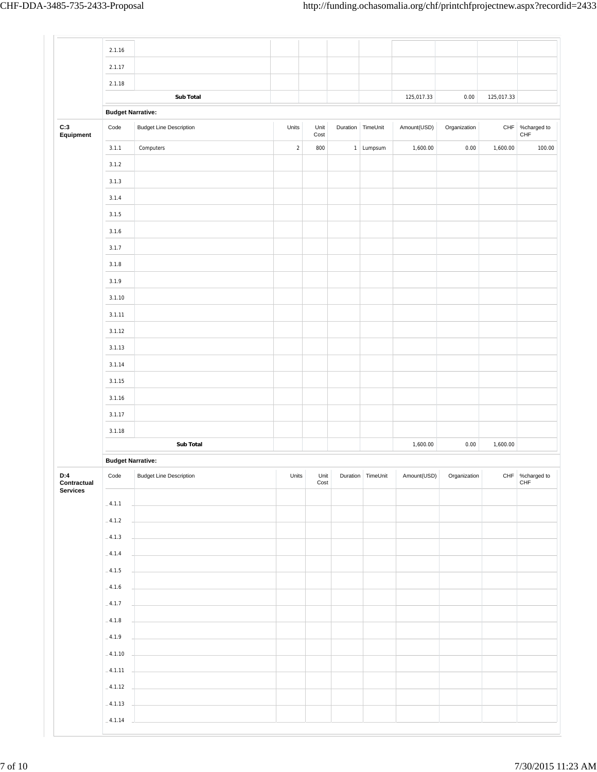| | Code | Budget Line Description | Units | Unit Cost | Duration | TimeUnit | Amount(USD) | Organization | CHF | %charged to CHF |
|---|---|---|---|---|---|---|---|---|---|---|
| | 2.1.16 | | | | | | | | | |
| | 2.1.17 | | | | | | | | | |
| | 2.1.18 | | | | | | | | | |
| | | **Sub Total** | | | | | 125,017.33 | 0.00 | 125,017.33 | |

**Budget Narrative:**

| **C:3 Equipment** | Code | Budget Line Description | Units | Unit Cost | Duration | TimeUnit | Amount(USD) | Organization | CHF | %charged to CHF |
|---|---|---|---|---|---|---|---|---|---|---|
| | 3.1.1 | Computers | 2 | 800 | 1 | Lumpsum | 1,600.00 | 0.00 | 1,600.00 | 100.00 |
| | 3.1.2 | | | | | | | | | |
| | 3.1.3 | | | | | | | | | |
| | 3.1.4 | | | | | | | | | |
| | 3.1.5 | | | | | | | | | |
| | 3.1.6 | | | | | | | | | |
| | 3.1.7 | | | | | | | | | |
| | 3.1.8 | | | | | | | | | |
| | 3.1.9 | | | | | | | | | |
| | 3.1.10 | | | | | | | | | |
| | 3.1.11 | | | | | | | | | |
| | 3.1.12 | | | | | | | | | |
| | 3.1.13 | | | | | | | | | |
| | 3.1.14 | | | | | | | | | |
| | 3.1.15 | | | | | | | | | |
| | 3.1.16 | | | | | | | | | |
| | 3.1.17 | | | | | | | | | |
| | 3.1.18 | | | | | | | | | |
| | | **Sub Total** | | | | | 1,600.00 | 0.00 | 1,600.00 | |

**Budget Narrative:**

| **D:4 Contractual Services** | Code | Budget Line Description | Units | Unit Cost | Duration | TimeUnit | Amount(USD) | Organization | CHF | %charged to CHF |
|---|---|---|---|---|---|---|---|---|---|---|
| | 4.1.1 | | | | | | | | | |
| | 4.1.2 | | | | | | | | | |
| | 4.1.3 | | | | | | | | | |
| | 4.1.4 | | | | | | | | | |
| | 4.1.5 | | | | | | | | | |
| | 4.1.6 | | | | | | | | | |
| | 4.1.7 | | | | | | | | | |
| | 4.1.8 | | | | | | | | | |
| | 4.1.9 | | | | | | | | | |
| | 4.1.10 | | | | | | | | | |
| | 4.1.11 | | | | | | | | | |
| | 4.1.12 | | | | | | | | | |
| | 4.1.13 | | | | | | | | | |
| | 4.1.14 | | | | | | | | | |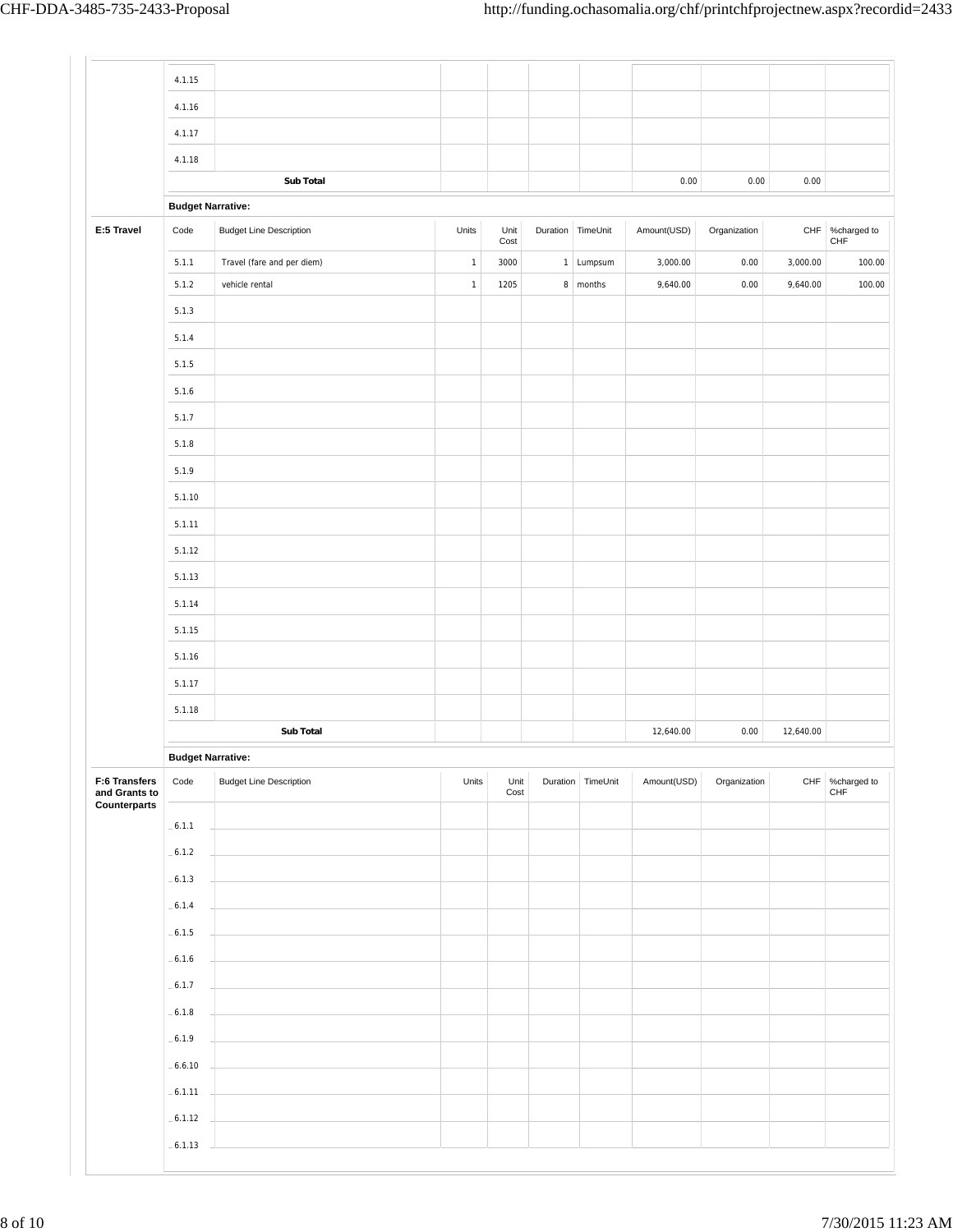| | Code | Budget Line Description | Units | Unit Cost | Duration | TimeUnit | Amount(USD) | Organization | CHF | %charged to CHF |
|---|---|---|---|---|---|---|---|---|---|---|
| | 4.1.15 | | | | | | | | | |
| | 4.1.16 | | | | | | | | | |
| | 4.1.17 | | | | | | | | | |
| | 4.1.18 | | | | | | | | | |
| | | **Sub Total** | | | | | 0.00 | 0.00 | 0.00 | |

**Budget Narrative:**

| E:5 Travel | Code | Budget Line Description | Units | Unit Cost | Duration | TimeUnit | Amount(USD) | Organization | CHF | %charged to CHF |
|---|---|---|---|---|---|---|---|---|---|---|
| | 5.1.1 | Travel (fare and per diem) | 1 | 3000 | 1 | Lumpsum | 3,000.00 | 0.00 | 3,000.00 | 100.00 |
| | 5.1.2 | vehicle rental | 1 | 1205 | 8 | months | 9,640.00 | 0.00 | 9,640.00 | 100.00 |
| | 5.1.3 | | | | | | | | | |
| | 5.1.4 | | | | | | | | | |
| | 5.1.5 | | | | | | | | | |
| | 5.1.6 | | | | | | | | | |
| | 5.1.7 | | | | | | | | | |
| | 5.1.8 | | | | | | | | | |
| | 5.1.9 | | | | | | | | | |
| | 5.1.10 | | | | | | | | | |
| | 5.1.11 | | | | | | | | | |
| | 5.1.12 | | | | | | | | | |
| | 5.1.13 | | | | | | | | | |
| | 5.1.14 | | | | | | | | | |
| | 5.1.15 | | | | | | | | | |
| | 5.1.16 | | | | | | | | | |
| | 5.1.17 | | | | | | | | | |
| | 5.1.18 | | | | | | | | | |
| | | **Sub Total** | | | | | 12,640.00 | 0.00 | 12,640.00 | |

**Budget Narrative:**

| F:6 Transfers and Grants to Counterparts | Code | Budget Line Description | Units | Unit Cost | Duration | TimeUnit | Amount(USD) | Organization | CHF | %charged to CHF |
|---|---|---|---|---|---|---|---|---|---|---|
| | 6.1.1 | | | | | | | | | |
| | 6.1.2 | | | | | | | | | |
| | 6.1.3 | | | | | | | | | |
| | 6.1.4 | | | | | | | | | |
| | 6.1.5 | | | | | | | | | |
| | 6.1.6 | | | | | | | | | |
| | 6.1.7 | | | | | | | | | |
| | 6.1.8 | | | | | | | | | |
| | 6.1.9 | | | | | | | | | |
| | 6.6.10 | | | | | | | | | |
| | 6.1.11 | | | | | | | | | |
| | 6.1.12 | | | | | | | | | |
| | 6.1.13 | | | | | | | | | |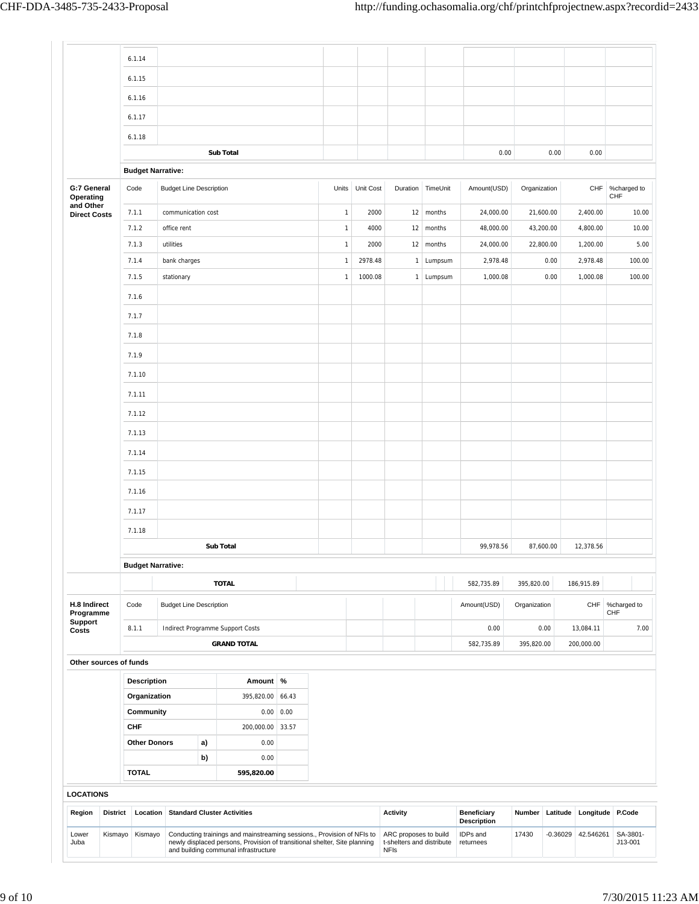| | Code | Budget Line Description | Units | Unit Cost | Duration | TimeUnit | Amount(USD) | Organization | CHF | %charged to CHF |
|---|---|---|---|---|---|---|---|---|---|---|
| | 6.1.14 | | | | | | | | | |
| | 6.1.15 | | | | | | | | | |
| | 6.1.16 | | | | | | | | | |
| | 6.1.17 | | | | | | | | | |
| | 6.1.18 | | | | | | | | | |
| | | **Sub Total** | | | | | 0.00 | 0.00 | 0.00 | |
| | **Budget Narrative:** | | | | | | | | | |

| G:7 General Operating and Other Direct Costs | Code | Budget Line Description | Units | Unit Cost | Duration | TimeUnit | Amount(USD) | Organization | CHF | %charged to CHF |
|---|---|---|---|---|---|---|---|---|---|---|
| | 7.1.1 | communication cost | 1 | 2000 | 12 | months | 24,000.00 | 21,600.00 | 2,400.00 | 10.00 |
| | 7.1.2 | office rent | 1 | 4000 | 12 | months | 48,000.00 | 43,200.00 | 4,800.00 | 10.00 |
| | 7.1.3 | utilities | 1 | 2000 | 12 | months | 24,000.00 | 22,800.00 | 1,200.00 | 5.00 |
| | 7.1.4 | bank charges | 1 | 2978.48 | 1 | Lumpsum | 2,978.48 | 0.00 | 2,978.48 | 100.00 |
| | 7.1.5 | stationary | 1 | 1000.08 | 1 | Lumpsum | 1,000.08 | 0.00 | 1,000.08 | 100.00 |
| | 7.1.6 | | | | | | | | | |
| | 7.1.7 | | | | | | | | | |
| | 7.1.8 | | | | | | | | | |
| | 7.1.9 | | | | | | | | | |
| | 7.1.10 | | | | | | | | | |
| | 7.1.11 | | | | | | | | | |
| | 7.1.12 | | | | | | | | | |
| | 7.1.13 | | | | | | | | | |
| | 7.1.14 | | | | | | | | | |
| | 7.1.15 | | | | | | | | | |
| | 7.1.16 | | | | | | | | | |
| | 7.1.17 | | | | | | | | | |
| | 7.1.18 | | | | | | | | | |
| | | **Sub Total** | | | | | 99,978.56 | 87,600.00 | 12,378.56 | |
| | **Budget Narrative:** | | | | | | | | | |
| | | **TOTAL** | | | | | 582,735.89 | 395,820.00 | 186,915.89 | |

| H.8 Indirect Programme Support Costs | Code | Budget Line Description | Amount(USD) | Organization | CHF | %charged to CHF |
|---|---|---|---|---|---|---|
| | 8.1.1 | Indirect Programme Support Costs | 0.00 | 0.00 | 13,084.11 | 7.00 |
| | | **GRAND TOTAL** | 582,735.89 | 395,820.00 | 200,000.00 | |

**Other sources of funds**

| Description | | Amount | % |
|---|---|---|---|
| **Organization** | | 395,820.00 | 66.43 |
| **Community** | | 0.00 | 0.00 |
| **CHF** | | 200,000.00 | 33.57 |
| **Other Donors** | **a)** | 0.00 | |
| | **b)** | 0.00 | |
| **TOTAL** | | **595,820.00** | |

**LOCATIONS**

| Region | District | Location | Standard Cluster Activities | Activity | Beneficiary Description | Number | Latitude | Longitude | P.Code |
|---|---|---|---|---|---|---|---|---|---|
| Lower Juba | Kismayo | Kismayo | Conducting trainings and mainstreaming sessions., Provision of NFIs to newly displaced persons, Provision of transitional shelter, Site planning and building communal infrastructure | ARC proposes to build t-shelters and distribute NFIs | IDPs and returnees | 17430 | -0.36029 | 42.546261 | SA-3801-J13-001 |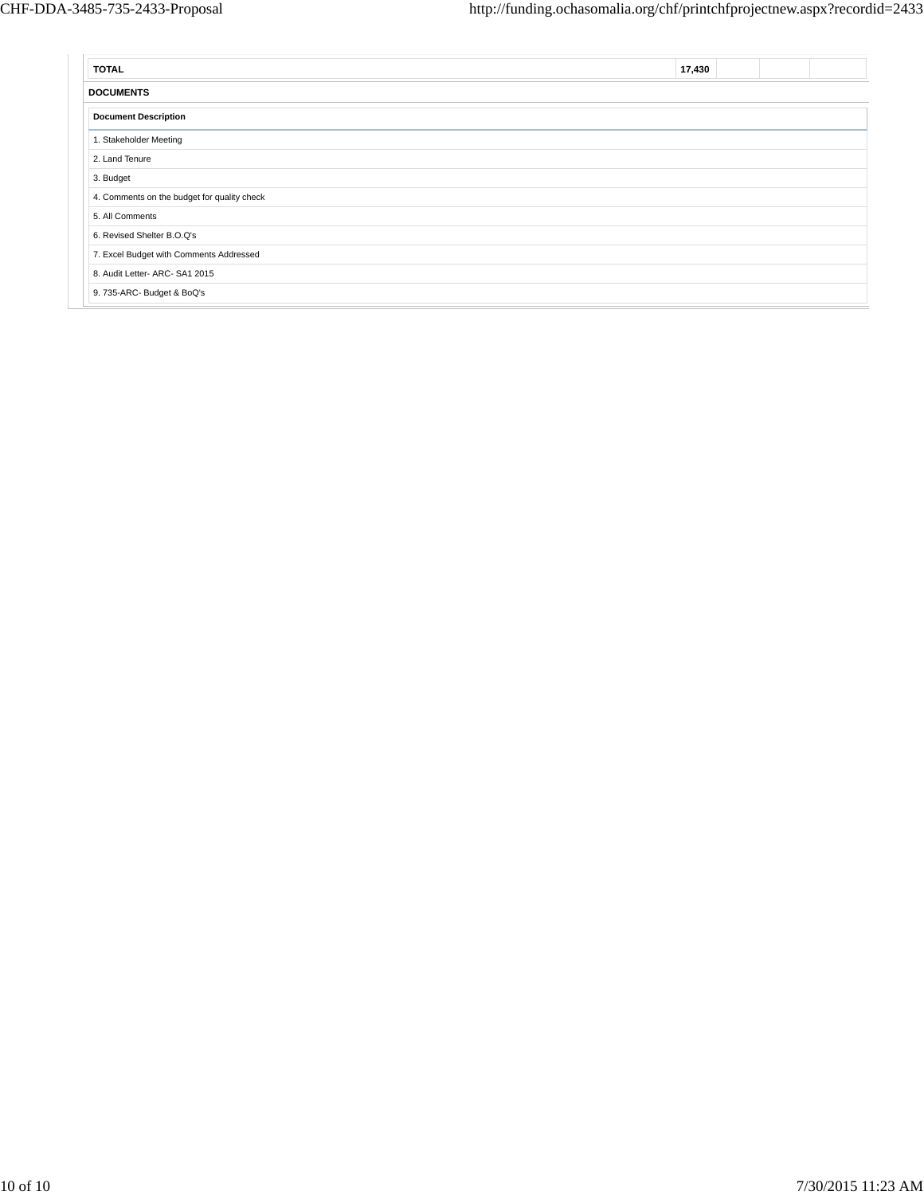| | | | | |
|---|---|---|---|---|
| **TOTAL** | **17,430** | | | |

**DOCUMENTS**

| Document Description |
|---|
| 1. Stakeholder Meeting |
| 2. Land Tenure |
| 3. Budget |
| 4. Comments on the budget for quality check |
| 5. All Comments |
| 6. Revised Shelter B.O.Q's |
| 7. Excel Budget with Comments Addressed |
| 8. Audit Letter- ARC- SA1 2015 |
| 9. 735-ARC- Budget & BoQ's |